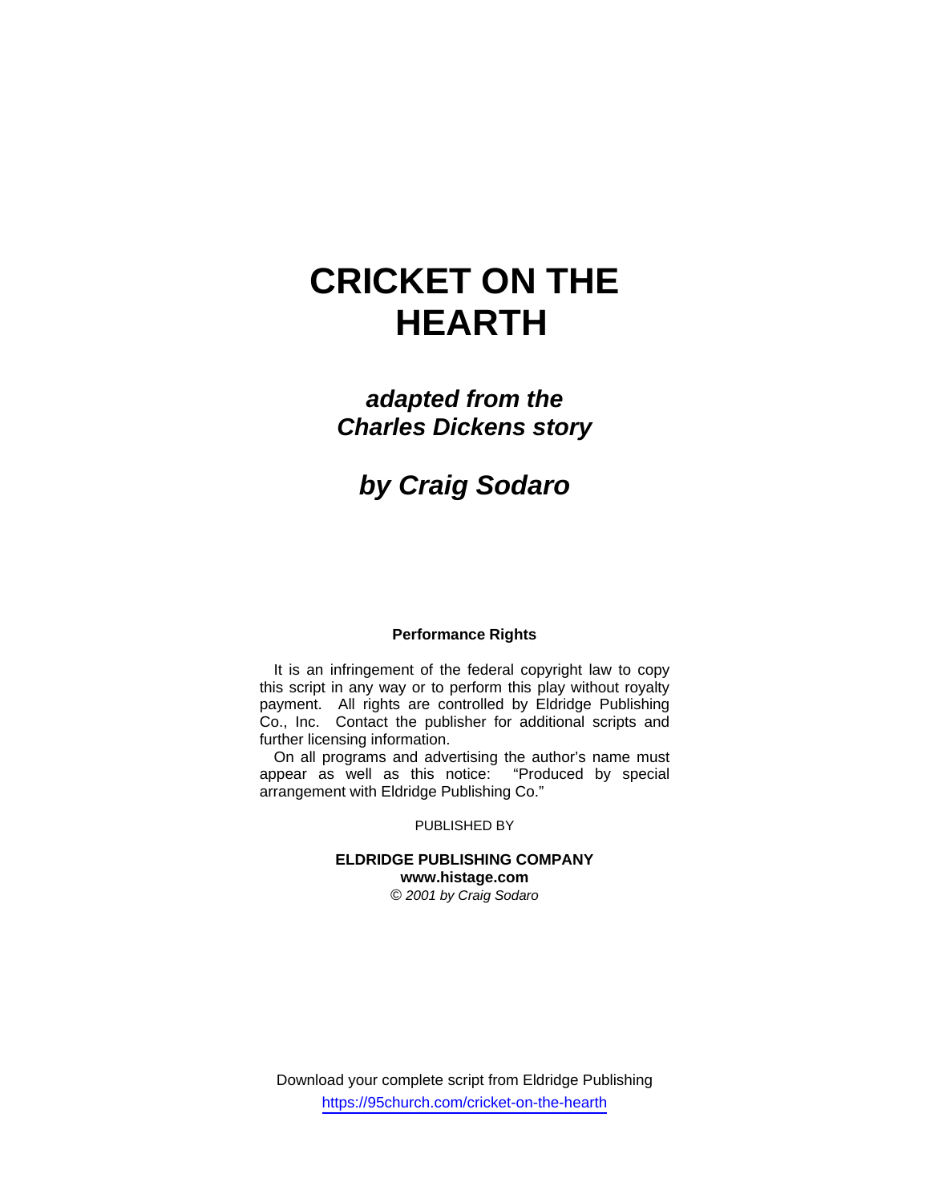# CRICKET ON THE HEARTH

***adapted from the Charles Dickens story***

## *by Craig Sodaro*

**Performance Rights**

It is an infringement of the federal copyright law to copy this script in any way or to perform this play without royalty payment. All rights are controlled by Eldridge Publishing Co., Inc. Contact the publisher for additional scripts and further licensing information.

On all programs and advertising the author's name must appear as well as this notice: "Produced by special arrangement with Eldridge Publishing Co."

PUBLISHED BY

**ELDRIDGE PUBLISHING COMPANY**
**www.histage.com**
*© 2001 by Craig Sodaro*

Download your complete script from Eldridge Publishing
https://95church.com/cricket-on-the-hearth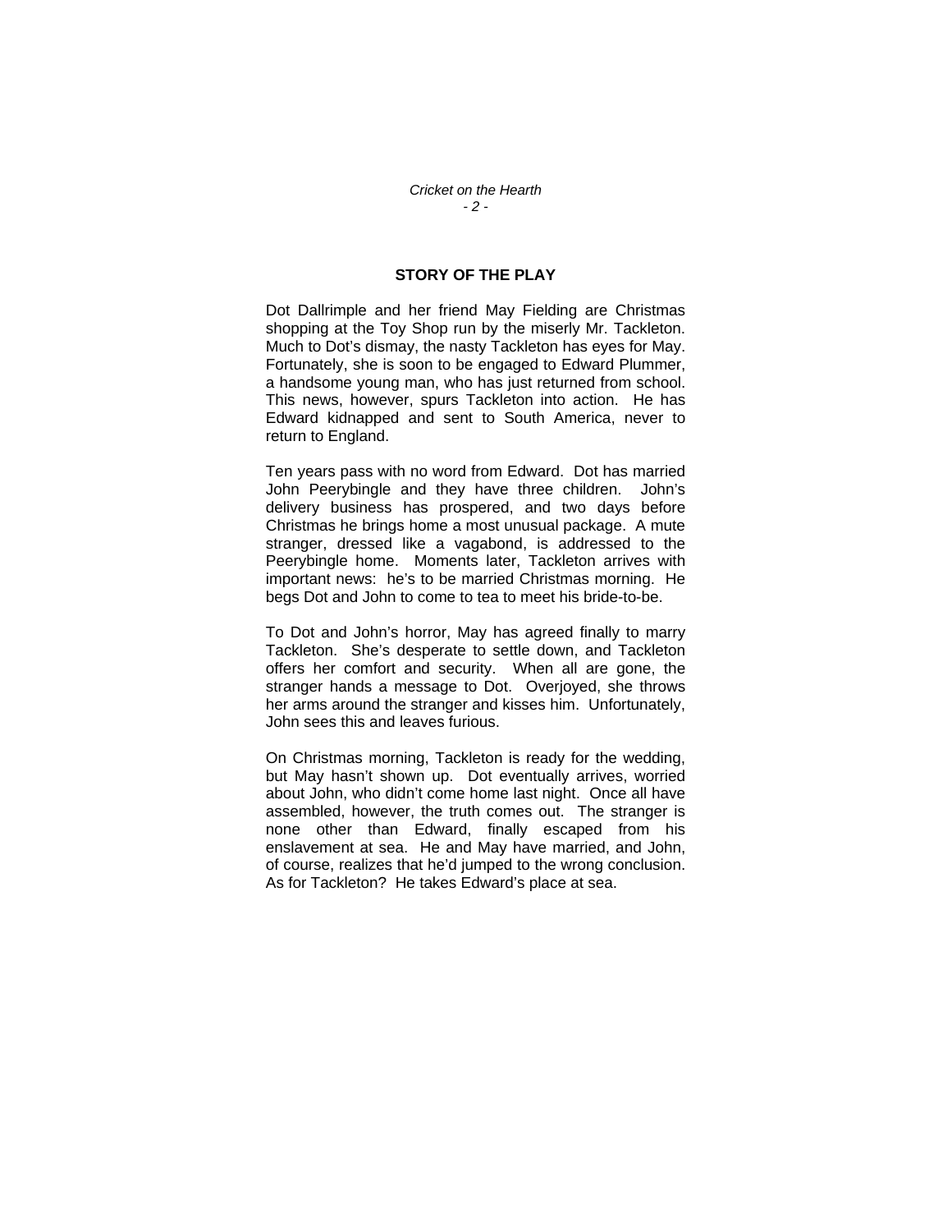## STORY OF THE PLAY

Dot Dallrimple and her friend May Fielding are Christmas shopping at the Toy Shop run by the miserly Mr. Tackleton. Much to Dot's dismay, the nasty Tackleton has eyes for May. Fortunately, she is soon to be engaged to Edward Plummer, a handsome young man, who has just returned from school. This news, however, spurs Tackleton into action. He has Edward kidnapped and sent to South America, never to return to England.

Ten years pass with no word from Edward. Dot has married John Peerybingle and they have three children. John's delivery business has prospered, and two days before Christmas he brings home a most unusual package. A mute stranger, dressed like a vagabond, is addressed to the Peerybingle home. Moments later, Tackleton arrives with important news: he's to be married Christmas morning. He begs Dot and John to come to tea to meet his bride-to-be.

To Dot and John's horror, May has agreed finally to marry Tackleton. She's desperate to settle down, and Tackleton offers her comfort and security. When all are gone, the stranger hands a message to Dot. Overjoyed, she throws her arms around the stranger and kisses him. Unfortunately, John sees this and leaves furious.

On Christmas morning, Tackleton is ready for the wedding, but May hasn't shown up. Dot eventually arrives, worried about John, who didn't come home last night. Once all have assembled, however, the truth comes out. The stranger is none other than Edward, finally escaped from his enslavement at sea. He and May have married, and John, of course, realizes that he'd jumped to the wrong conclusion. As for Tackleton? He takes Edward's place at sea.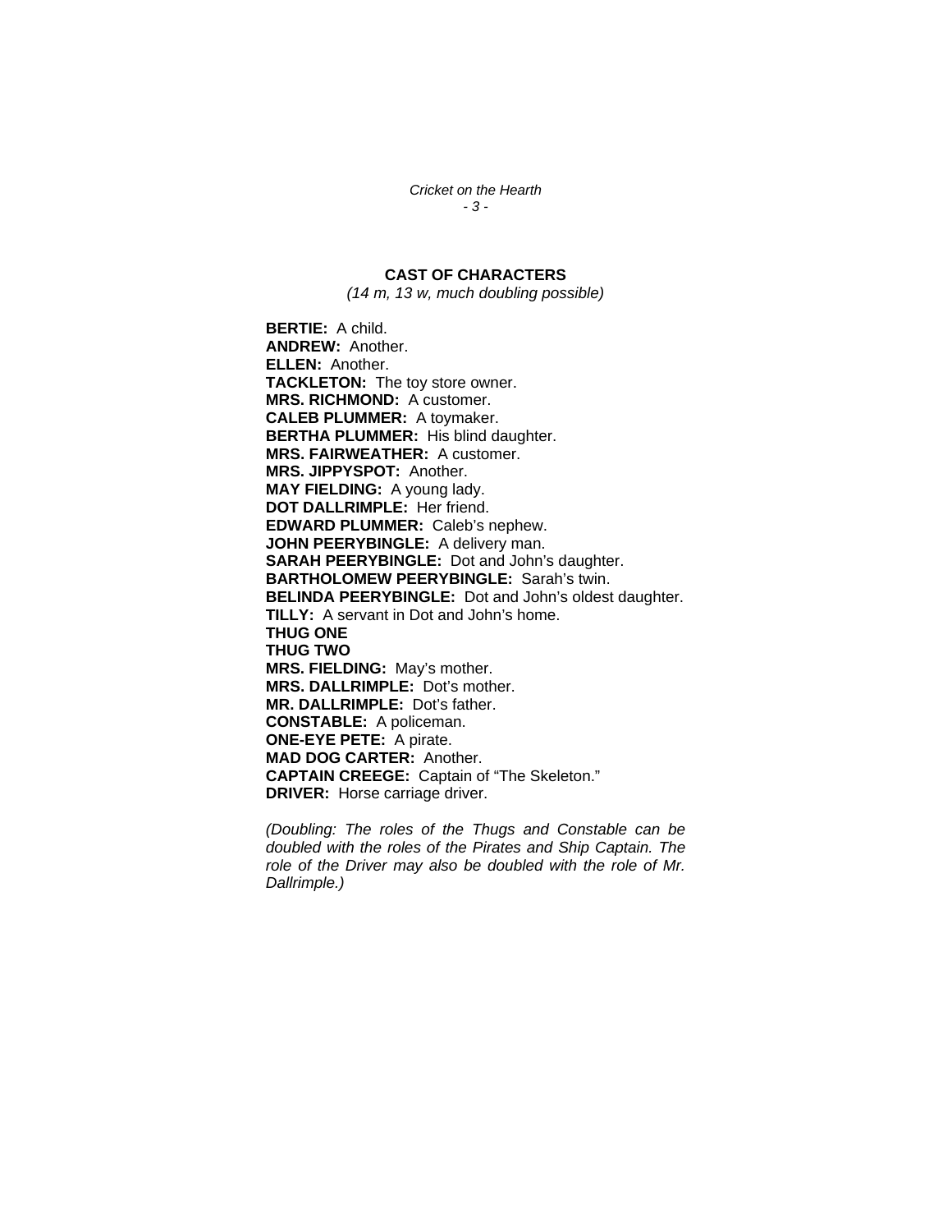## CAST OF CHARACTERS

*(14 m, 13 w, much doubling possible)*

**BERTIE:** A child.
**ANDREW:** Another.
**ELLEN:** Another.
**TACKLETON:** The toy store owner.
**MRS. RICHMOND:** A customer.
**CALEB PLUMMER:** A toymaker.
**BERTHA PLUMMER:** His blind daughter.
**MRS. FAIRWEATHER:** A customer.
**MRS. JIPPYSPOT:** Another.
**MAY FIELDING:** A young lady.
**DOT DALLRIMPLE:** Her friend.
**EDWARD PLUMMER:** Caleb's nephew.
**JOHN PEERYBINGLE:** A delivery man.
**SARAH PEERYBINGLE:** Dot and John's daughter.
**BARTHOLOMEW PEERYBINGLE:** Sarah's twin.
**BELINDA PEERYBINGLE:** Dot and John's oldest daughter.
**TILLY:** A servant in Dot and John's home.
**THUG ONE**
**THUG TWO**
**MRS. FIELDING:** May's mother.
**MRS. DALLRIMPLE:** Dot's mother.
**MR. DALLRIMPLE:** Dot's father.
**CONSTABLE:** A policeman.
**ONE-EYE PETE:** A pirate.
**MAD DOG CARTER:** Another.
**CAPTAIN CREEGE:** Captain of "The Skeleton."
**DRIVER:** Horse carriage driver.

*(Doubling: The roles of the Thugs and Constable can be doubled with the roles of the Pirates and Ship Captain. The role of the Driver may also be doubled with the role of Mr. Dallrimple.)*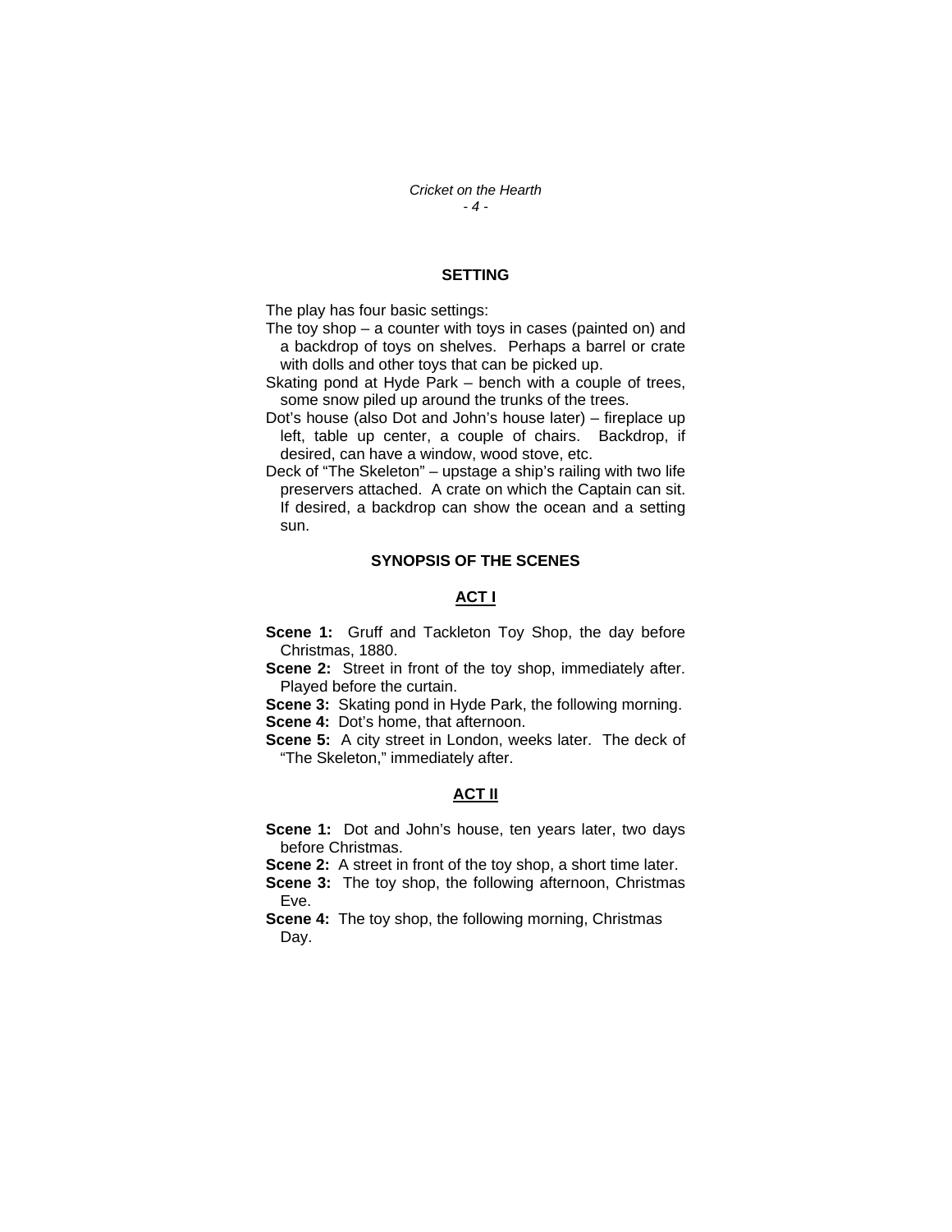## SETTING

The play has four basic settings:

The toy shop – a counter with toys in cases (painted on) and a backdrop of toys on shelves. Perhaps a barrel or crate with dolls and other toys that can be picked up.

Skating pond at Hyde Park – bench with a couple of trees, some snow piled up around the trunks of the trees.

Dot's house (also Dot and John's house later) – fireplace up left, table up center, a couple of chairs. Backdrop, if desired, can have a window, wood stove, etc.

Deck of "The Skeleton" – upstage a ship's railing with two life preservers attached. A crate on which the Captain can sit. If desired, a backdrop can show the ocean and a setting sun.

## SYNOPSIS OF THE SCENES

### ACT I

**Scene 1:** Gruff and Tackleton Toy Shop, the day before Christmas, 1880.

**Scene 2:** Street in front of the toy shop, immediately after. Played before the curtain.

**Scene 3:** Skating pond in Hyde Park, the following morning.

**Scene 4:** Dot's home, that afternoon.

**Scene 5:** A city street in London, weeks later. The deck of "The Skeleton," immediately after.

### ACT II

**Scene 1:** Dot and John's house, ten years later, two days before Christmas.

**Scene 2:** A street in front of the toy shop, a short time later.

**Scene 3:** The toy shop, the following afternoon, Christmas Eve.

**Scene 4:** The toy shop, the following morning, Christmas Day.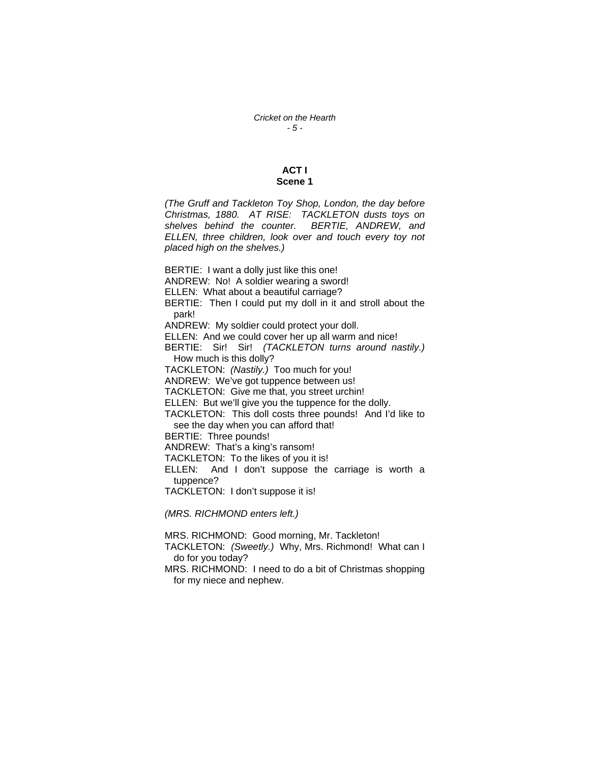## ACT I
### Scene 1

*(The Gruff and Tackleton Toy Shop, London, the day before Christmas, 1880. AT RISE: TACKLETON dusts toys on shelves behind the counter. BERTIE, ANDREW, and ELLEN, three children, look over and touch every toy not placed high on the shelves.)*

BERTIE: I want a dolly just like this one!
ANDREW: No! A soldier wearing a sword!
ELLEN: What about a beautiful carriage?
BERTIE: Then I could put my doll in it and stroll about the park!
ANDREW: My soldier could protect your doll.
ELLEN: And we could cover her up all warm and nice!
BERTIE: Sir! Sir! *(TACKLETON turns around nastily.)* How much is this dolly?
TACKLETON: *(Nastily.)* Too much for you!
ANDREW: We've got tuppence between us!
TACKLETON: Give me that, you street urchin!
ELLEN: But we'll give you the tuppence for the dolly.
TACKLETON: This doll costs three pounds! And I'd like to see the day when you can afford that!
BERTIE: Three pounds!
ANDREW: That's a king's ransom!
TACKLETON: To the likes of you it is!
ELLEN: And I don't suppose the carriage is worth a tuppence?
TACKLETON: I don't suppose it is!

*(MRS. RICHMOND enters left.)*

MRS. RICHMOND: Good morning, Mr. Tackleton!
TACKLETON: *(Sweetly.)* Why, Mrs. Richmond! What can I do for you today?
MRS. RICHMOND: I need to do a bit of Christmas shopping for my niece and nephew.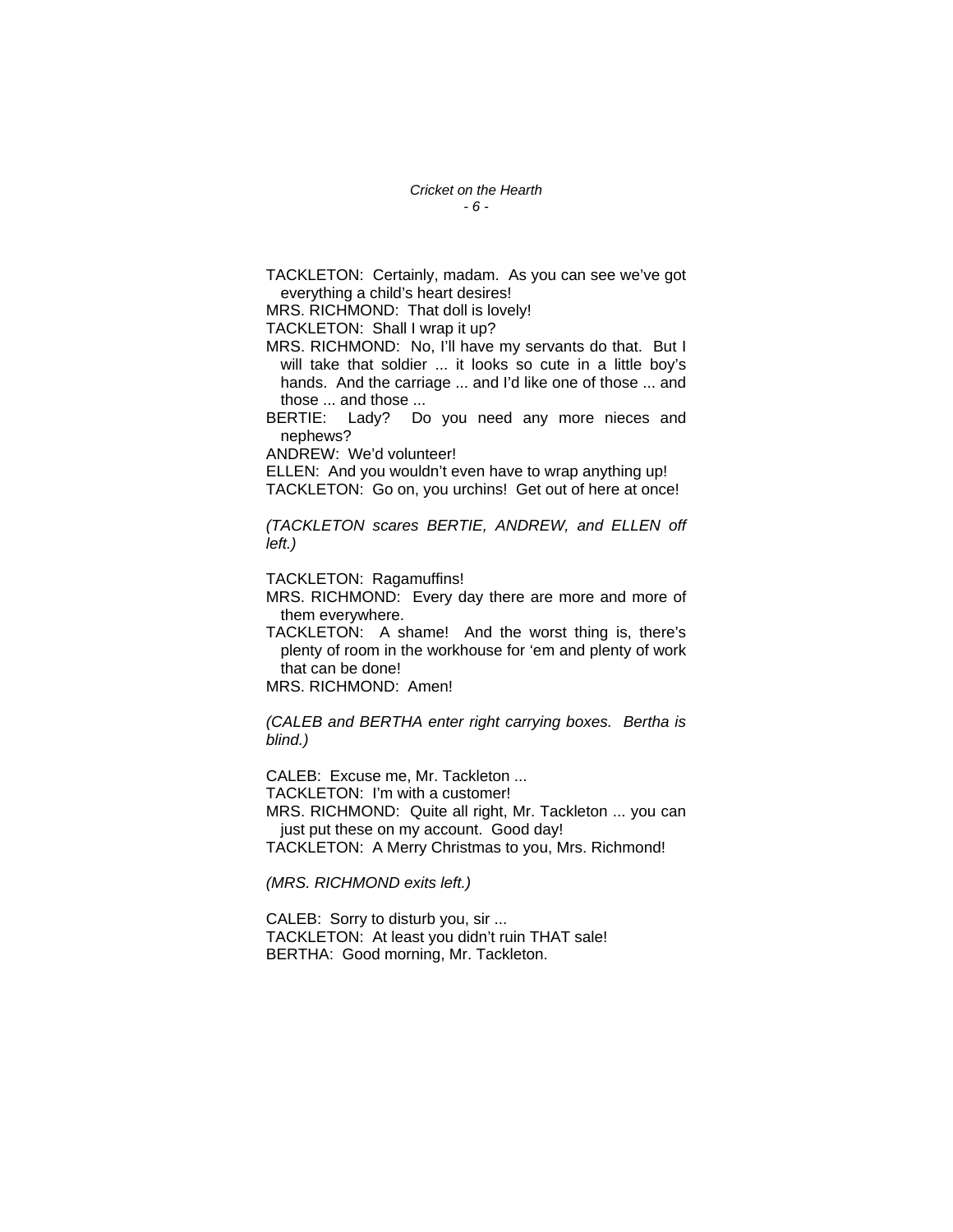TACKLETON: Certainly, madam. As you can see we've got everything a child's heart desires!

MRS. RICHMOND: That doll is lovely!

TACKLETON: Shall I wrap it up?

MRS. RICHMOND: No, I'll have my servants do that. But I will take that soldier ... it looks so cute in a little boy's hands. And the carriage ... and I'd like one of those ... and those ... and those ...

BERTIE: Lady? Do you need any more nieces and nephews?

ANDREW: We'd volunteer!

ELLEN: And you wouldn't even have to wrap anything up!

TACKLETON: Go on, you urchins! Get out of here at once!

*(TACKLETON scares BERTIE, ANDREW, and ELLEN off left.)*

TACKLETON: Ragamuffins!

MRS. RICHMOND: Every day there are more and more of them everywhere.

TACKLETON: A shame! And the worst thing is, there's plenty of room in the workhouse for 'em and plenty of work that can be done!

MRS. RICHMOND: Amen!

*(CALEB and BERTHA enter right carrying boxes. Bertha is blind.)*

CALEB: Excuse me, Mr. Tackleton ...

TACKLETON: I'm with a customer!

MRS. RICHMOND: Quite all right, Mr. Tackleton ... you can just put these on my account. Good day!

TACKLETON: A Merry Christmas to you, Mrs. Richmond!

*(MRS. RICHMOND exits left.)*

CALEB: Sorry to disturb you, sir ...

TACKLETON: At least you didn't ruin THAT sale!

BERTHA: Good morning, Mr. Tackleton.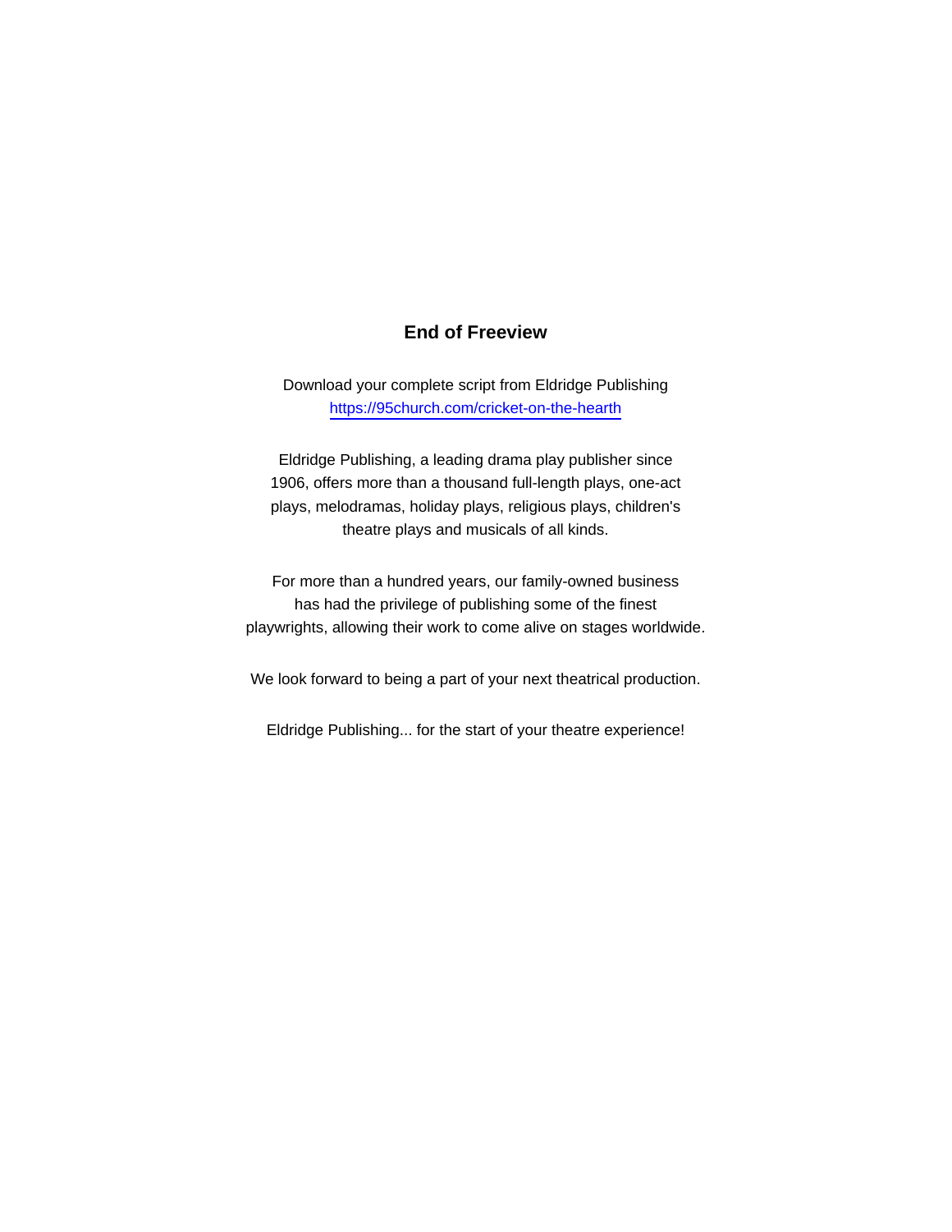## End of Freeview

Download your complete script from Eldridge Publishing
[https://95church.com/cricket-on-the-hearth](https://95church.com/cricket-on-the-hearth)

Eldridge Publishing, a leading drama play publisher since 1906, offers more than a thousand full-length plays, one-act plays, melodramas, holiday plays, religious plays, children's theatre plays and musicals of all kinds.

For more than a hundred years, our family-owned business has had the privilege of publishing some of the finest playwrights, allowing their work to come alive on stages worldwide.

We look forward to being a part of your next theatrical production.

Eldridge Publishing... for the start of your theatre experience!